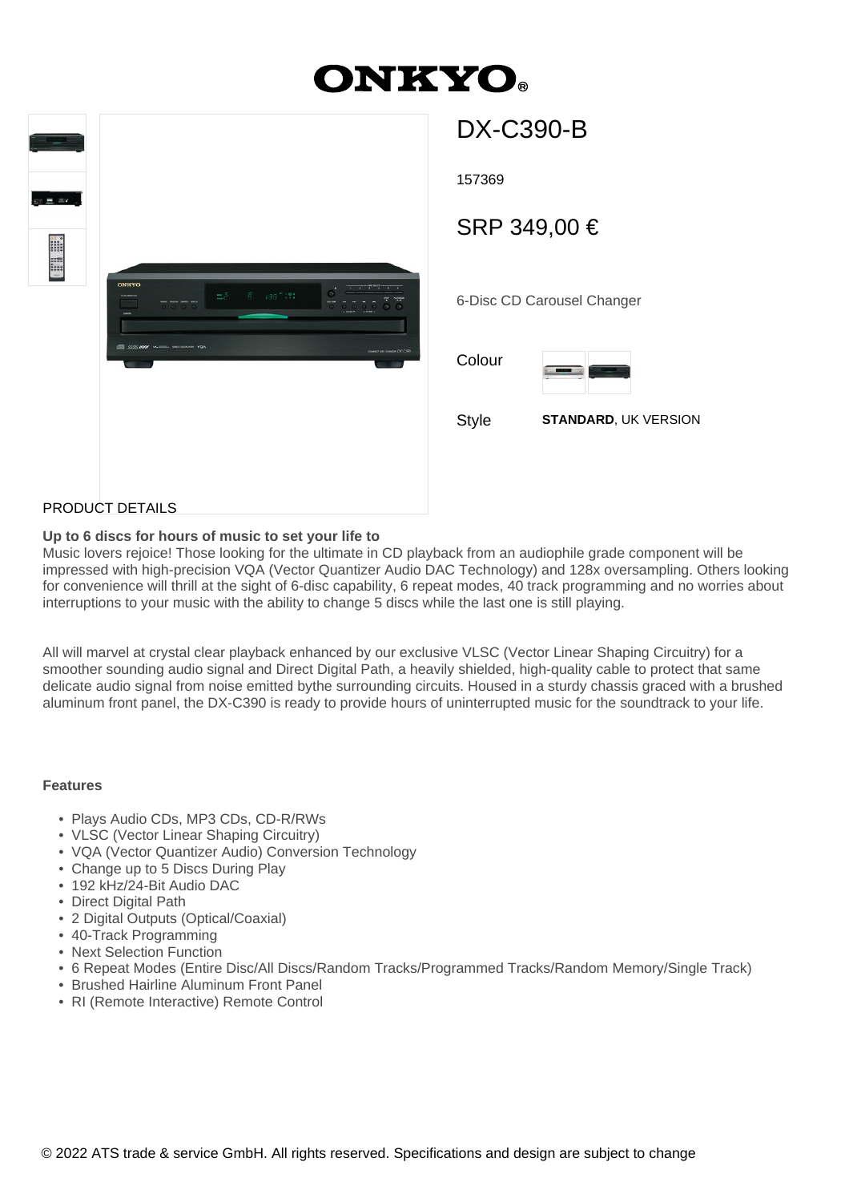# ONKYO

## DX-C390-B

157369

SRP 349,00 €

6-Disc CD Carousel Changer

Colour

Style **STANDARD**, UK VERSION

PRODUCT DETAILS

**Up to 6 discs for hours of music to set your life to**

Music lovers rejoice! Those looking for the ultimate in CD playback from an audiophile grade component will be impressed with high-precision VQA (Vector Quantizer Audio DAC Technology) and 128x oversampling. Others looking for convenience will thrill at the sight of 6-disc capability, 6 repeat modes, 40 track programming and no worries about interruptions to your music with the ability to change 5 discs while the last one is still playing.

All will marvel at crystal clear playback enhanced by our exclusive VLSC (Vector Linear Shaping Circuitry) for a smoother sounding audio signal and Direct Digital Path, a heavily shielded, high-quality cable to protect that same delicate audio signal from noise emitted bythe surrounding circuits. Housed in a sturdy chassis graced with a brushed aluminum front panel, the DX-C390 is ready to provide hours of uninterrupted music for the soundtrack to your life.

**Features**

- Plays Audio CDs, MP3 CDs, CD-R/RWs
- VLSC (Vector Linear Shaping Circuitry)
- VQA (Vector Quantizer Audio) Conversion Technology
- Change up to 5 Discs During Play
- 192 kHz/24-Bit Audio DAC
- Direct Digital Path
- 2 Digital Outputs (Optical/Coaxial)
- 40-Track Programming
- Next Selection Function
- 6 Repeat Modes (Entire Disc/All Discs/Random Tracks/Programmed Tracks/Random Memory/Single Track)
- Brushed Hairline Aluminum Front Panel
- RI (Remote Interactive) Remote Control

© 2022 ATS trade & service GmbH. All rights reserved. Specifications and design are subject to change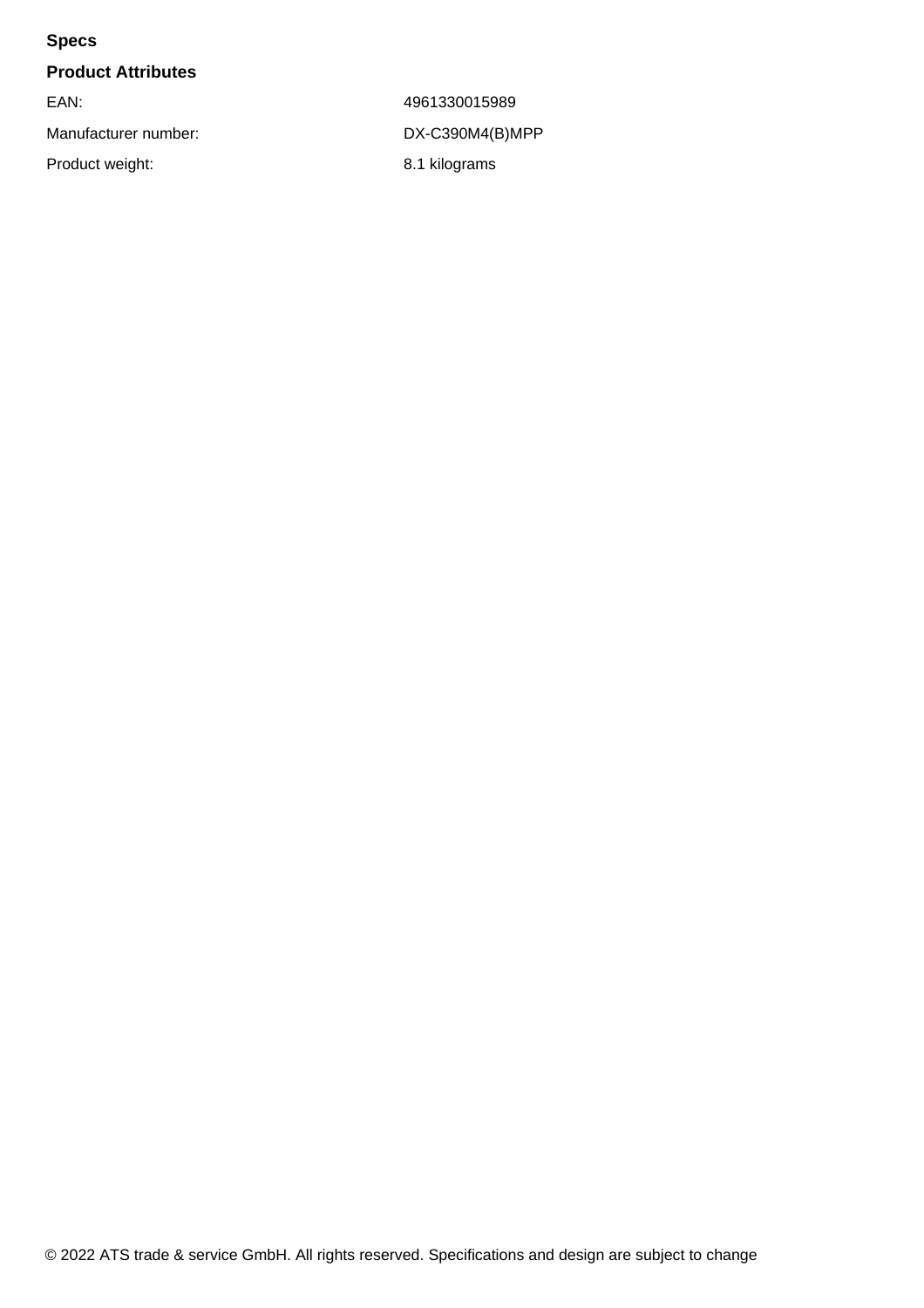## Specs

### Product Attributes

| | |
|---|---|
| EAN: | 4961330015989 |
| Manufacturer number: | DX-C390M4(B)MPP |
| Product weight: | 8.1 kilograms |

© 2022 ATS trade & service GmbH. All rights reserved. Specifications and design are subject to change